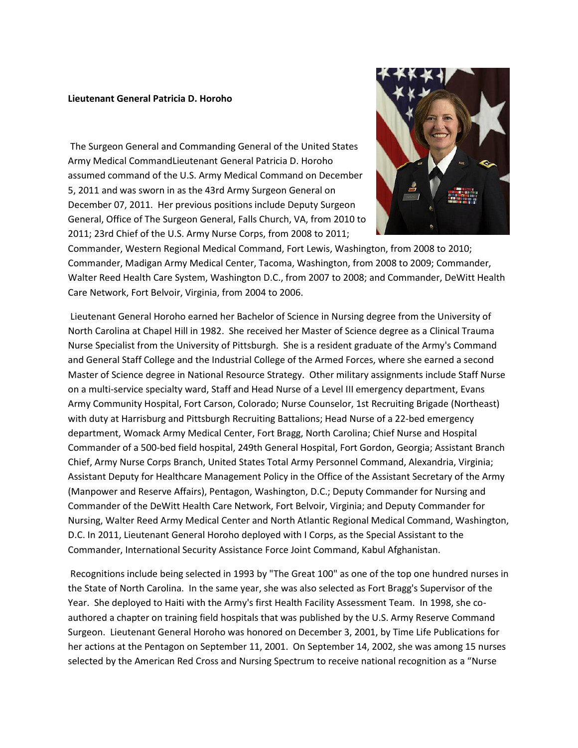**Lieutenant General Patricia D. Horoho**

The Surgeon General and Commanding General of the United States Army Medical CommandLieutenant General Patricia D. Horoho assumed command of the U.S. Army Medical Command on December 5, 2011 and was sworn in as the 43rd Army Surgeon General on December 07, 2011. Her previous positions include Deputy Surgeon General, Office of The Surgeon General, Falls Church, VA, from 2010 to 2011; 23rd Chief of the U.S. Army Nurse Corps, from 2008 to 2011; Commander, Western Regional Medical Command, Fort Lewis, Washington, from 2008 to 2010; Commander, Madigan Army Medical Center, Tacoma, Washington, from 2008 to 2009; Commander, Walter Reed Health Care System, Washington D.C., from 2007 to 2008; and Commander, DeWitt Health Care Network, Fort Belvoir, Virginia, from 2004 to 2006.

Lieutenant General Horoho earned her Bachelor of Science in Nursing degree from the University of North Carolina at Chapel Hill in 1982. She received her Master of Science degree as a Clinical Trauma Nurse Specialist from the University of Pittsburgh. She is a resident graduate of the Army's Command and General Staff College and the Industrial College of the Armed Forces, where she earned a second Master of Science degree in National Resource Strategy. Other military assignments include Staff Nurse on a multi-service specialty ward, Staff and Head Nurse of a Level III emergency department, Evans Army Community Hospital, Fort Carson, Colorado; Nurse Counselor, 1st Recruiting Brigade (Northeast) with duty at Harrisburg and Pittsburgh Recruiting Battalions; Head Nurse of a 22-bed emergency department, Womack Army Medical Center, Fort Bragg, North Carolina; Chief Nurse and Hospital Commander of a 500-bed field hospital, 249th General Hospital, Fort Gordon, Georgia; Assistant Branch Chief, Army Nurse Corps Branch, United States Total Army Personnel Command, Alexandria, Virginia; Assistant Deputy for Healthcare Management Policy in the Office of the Assistant Secretary of the Army (Manpower and Reserve Affairs), Pentagon, Washington, D.C.; Deputy Commander for Nursing and Commander of the DeWitt Health Care Network, Fort Belvoir, Virginia; and Deputy Commander for Nursing, Walter Reed Army Medical Center and North Atlantic Regional Medical Command, Washington, D.C. In 2011, Lieutenant General Horoho deployed with I Corps, as the Special Assistant to the Commander, International Security Assistance Force Joint Command, Kabul Afghanistan.

Recognitions include being selected in 1993 by "The Great 100" as one of the top one hundred nurses in the State of North Carolina. In the same year, she was also selected as Fort Bragg's Supervisor of the Year. She deployed to Haiti with the Army's first Health Facility Assessment Team. In 1998, she co-authored a chapter on training field hospitals that was published by the U.S. Army Reserve Command Surgeon. Lieutenant General Horoho was honored on December 3, 2001, by Time Life Publications for her actions at the Pentagon on September 11, 2001. On September 14, 2002, she was among 15 nurses selected by the American Red Cross and Nursing Spectrum to receive national recognition as a "Nurse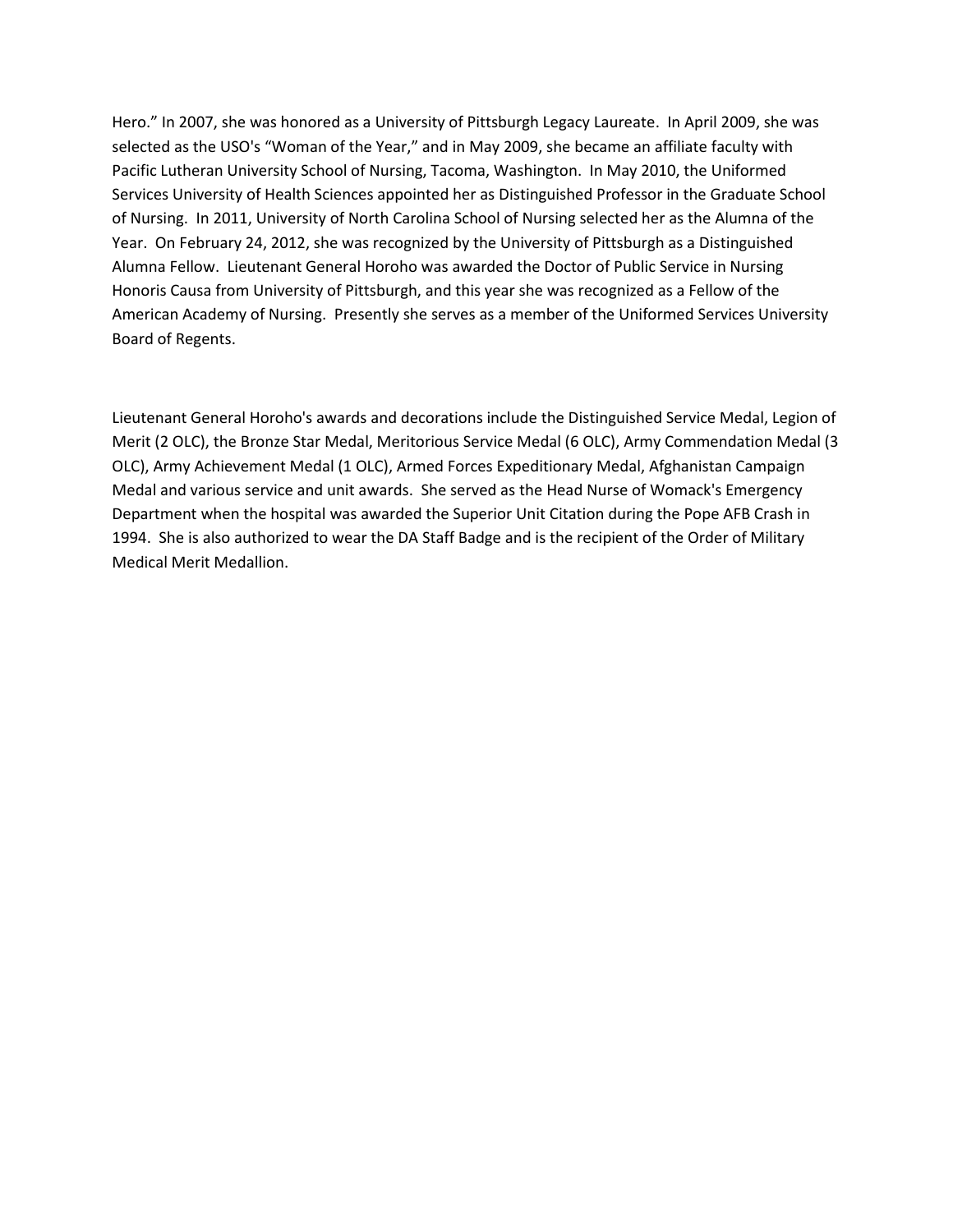Hero." In 2007, she was honored as a University of Pittsburgh Legacy Laureate. In April 2009, she was selected as the USO's "Woman of the Year," and in May 2009, she became an affiliate faculty with Pacific Lutheran University School of Nursing, Tacoma, Washington. In May 2010, the Uniformed Services University of Health Sciences appointed her as Distinguished Professor in the Graduate School of Nursing. In 2011, University of North Carolina School of Nursing selected her as the Alumna of the Year. On February 24, 2012, she was recognized by the University of Pittsburgh as a Distinguished Alumna Fellow. Lieutenant General Horoho was awarded the Doctor of Public Service in Nursing Honoris Causa from University of Pittsburgh, and this year she was recognized as a Fellow of the American Academy of Nursing. Presently she serves as a member of the Uniformed Services University Board of Regents.

Lieutenant General Horoho's awards and decorations include the Distinguished Service Medal, Legion of Merit (2 OLC), the Bronze Star Medal, Meritorious Service Medal (6 OLC), Army Commendation Medal (3 OLC), Army Achievement Medal (1 OLC), Armed Forces Expeditionary Medal, Afghanistan Campaign Medal and various service and unit awards. She served as the Head Nurse of Womack's Emergency Department when the hospital was awarded the Superior Unit Citation during the Pope AFB Crash in 1994. She is also authorized to wear the DA Staff Badge and is the recipient of the Order of Military Medical Merit Medallion.